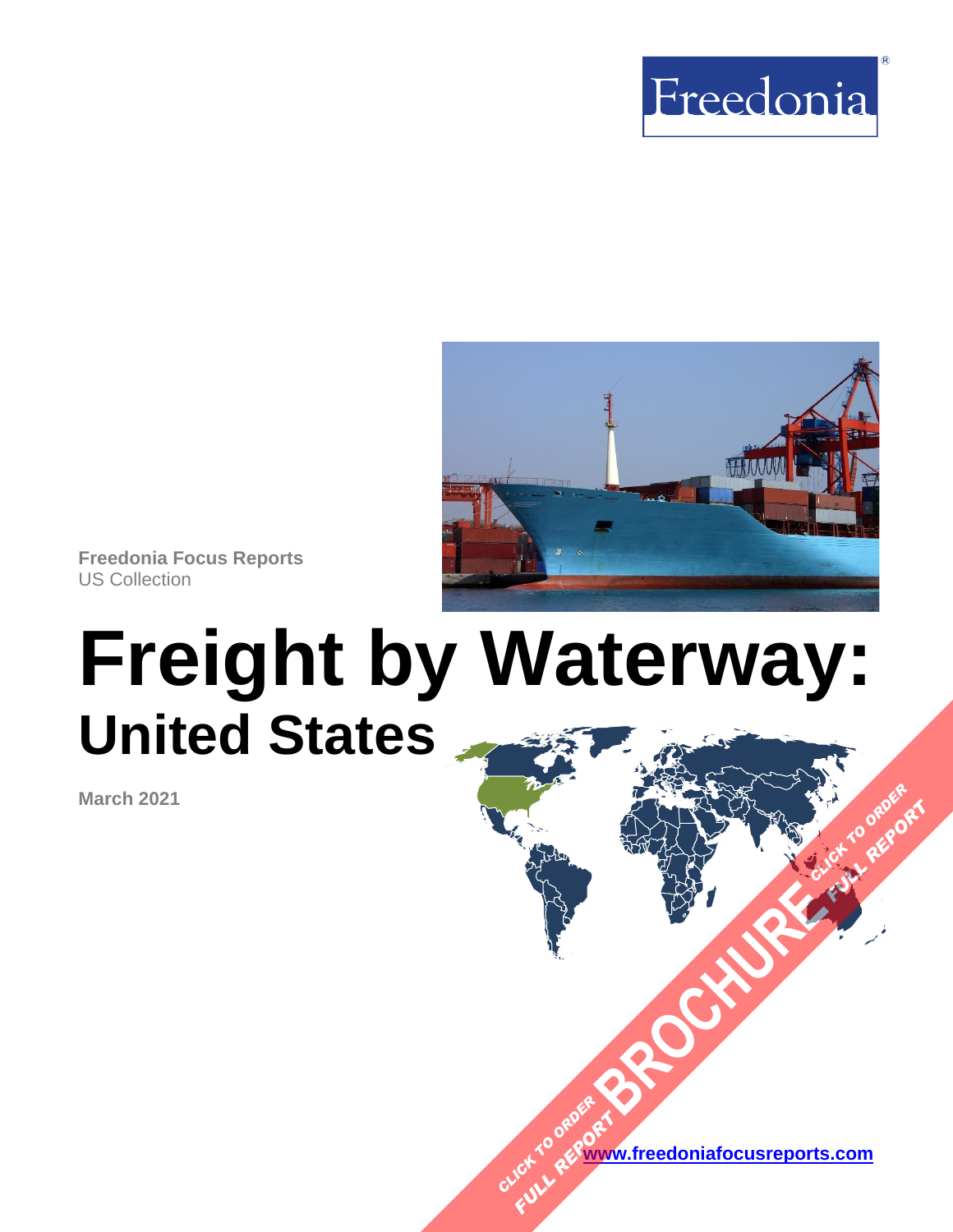Freedonia

Freedonia Focus Reports
US Collection

# Freight by Waterway: United States

**March 2021**

CLICK TO ORDER FULL REPORT BROCHURE CLICK TO ORDER FULL REPORT

www.freedoniafocusreports.com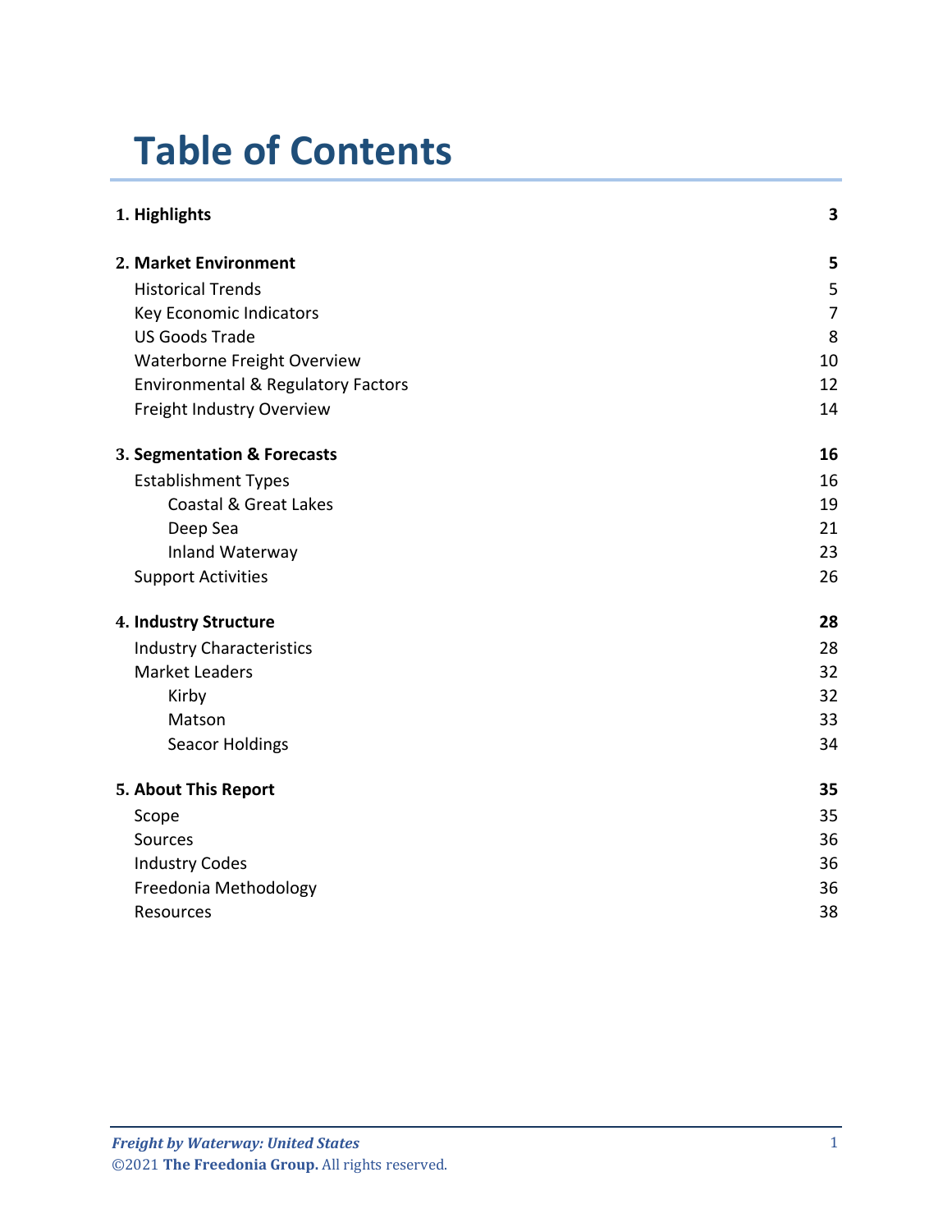# Table of Contents

| | |
|---|---|
| **1. Highlights** | **3** |
| **2. Market Environment** | **5** |
| Historical Trends | 5 |
| Key Economic Indicators | 7 |
| US Goods Trade | 8 |
| Waterborne Freight Overview | 10 |
| Environmental & Regulatory Factors | 12 |
| Freight Industry Overview | 14 |
| **3. Segmentation & Forecasts** | **16** |
| Establishment Types | 16 |
| Coastal & Great Lakes | 19 |
| Deep Sea | 21 |
| Inland Waterway | 23 |
| Support Activities | 26 |
| **4. Industry Structure** | **28** |
| Industry Characteristics | 28 |
| Market Leaders | 32 |
| Kirby | 32 |
| Matson | 33 |
| Seacor Holdings | 34 |
| **5. About This Report** | **35** |
| Scope | 35 |
| Sources | 36 |
| Industry Codes | 36 |
| Freedonia Methodology | 36 |
| Resources | 38 |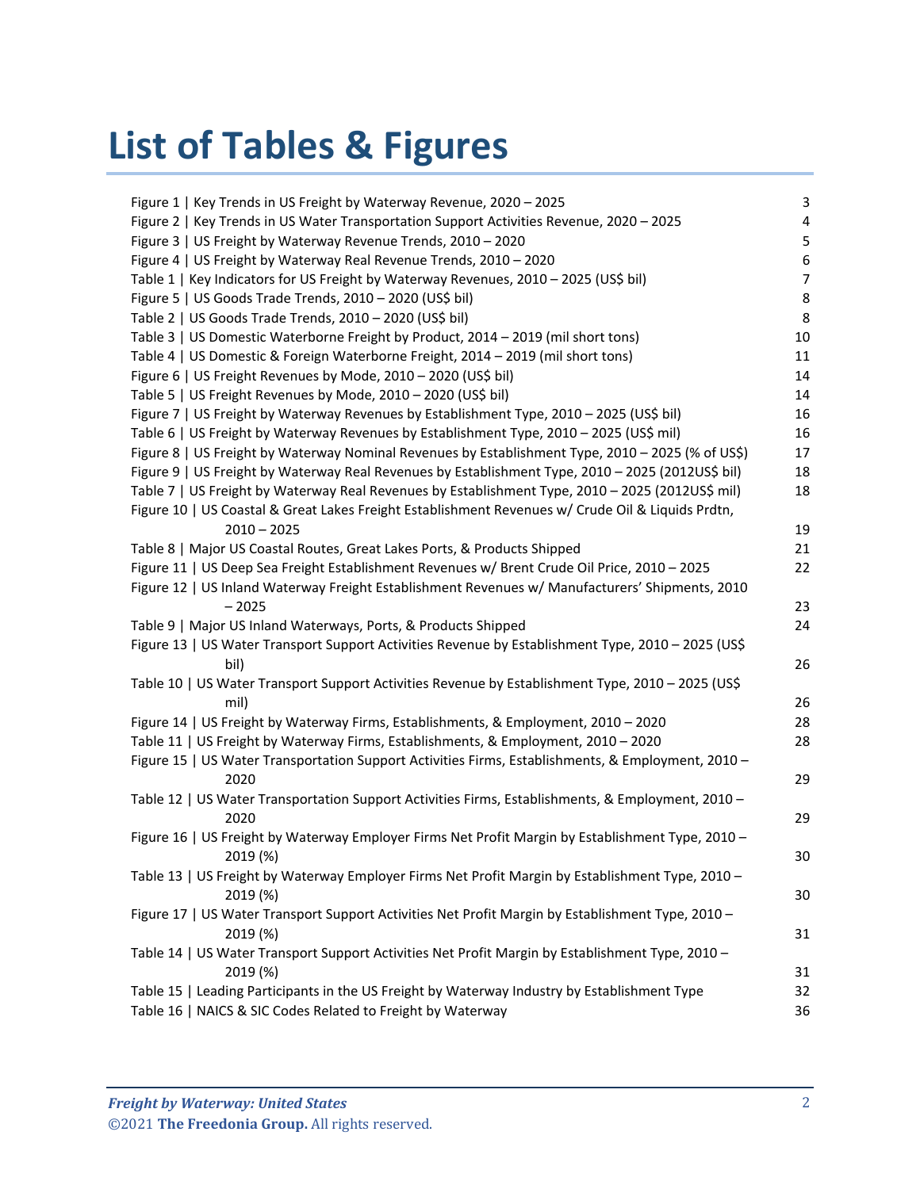# List of Tables & Figures

| | |
|---|---|
| Figure 1 \| Key Trends in US Freight by Waterway Revenue, 2020 – 2025 | 3 |
| Figure 2 \| Key Trends in US Water Transportation Support Activities Revenue, 2020 – 2025 | 4 |
| Figure 3 \| US Freight by Waterway Revenue Trends, 2010 – 2020 | 5 |
| Figure 4 \| US Freight by Waterway Real Revenue Trends, 2010 – 2020 | 6 |
| Table 1 \| Key Indicators for US Freight by Waterway Revenues, 2010 – 2025 (US$ bil) | 7 |
| Figure 5 \| US Goods Trade Trends, 2010 – 2020 (US$ bil) | 8 |
| Table 2 \| US Goods Trade Trends, 2010 – 2020 (US$ bil) | 8 |
| Table 3 \| US Domestic Waterborne Freight by Product, 2014 – 2019 (mil short tons) | 10 |
| Table 4 \| US Domestic & Foreign Waterborne Freight, 2014 – 2019 (mil short tons) | 11 |
| Figure 6 \| US Freight Revenues by Mode, 2010 – 2020 (US$ bil) | 14 |
| Table 5 \| US Freight Revenues by Mode, 2010 – 2020 (US$ bil) | 14 |
| Figure 7 \| US Freight by Waterway Revenues by Establishment Type, 2010 – 2025 (US$ bil) | 16 |
| Table 6 \| US Freight by Waterway Revenues by Establishment Type, 2010 – 2025 (US$ mil) | 16 |
| Figure 8 \| US Freight by Waterway Nominal Revenues by Establishment Type, 2010 – 2025 (% of US$) | 17 |
| Figure 9 \| US Freight by Waterway Real Revenues by Establishment Type, 2010 – 2025 (2012US$ bil) | 18 |
| Table 7 \| US Freight by Waterway Real Revenues by Establishment Type, 2010 – 2025 (2012US$ mil) | 18 |
| Figure 10 \| US Coastal & Great Lakes Freight Establishment Revenues w/ Crude Oil & Liquids Prdtn, 2010 – 2025 | 19 |
| Table 8 \| Major US Coastal Routes, Great Lakes Ports, & Products Shipped | 21 |
| Figure 11 \| US Deep Sea Freight Establishment Revenues w/ Brent Crude Oil Price, 2010 – 2025 | 22 |
| Figure 12 \| US Inland Waterway Freight Establishment Revenues w/ Manufacturers' Shipments, 2010 – 2025 | 23 |
| Table 9 \| Major US Inland Waterways, Ports, & Products Shipped | 24 |
| Figure 13 \| US Water Transport Support Activities Revenue by Establishment Type, 2010 – 2025 (US$ bil) | 26 |
| Table 10 \| US Water Transport Support Activities Revenue by Establishment Type, 2010 – 2025 (US$ mil) | 26 |
| Figure 14 \| US Freight by Waterway Firms, Establishments, & Employment, 2010 – 2020 | 28 |
| Table 11 \| US Freight by Waterway Firms, Establishments, & Employment, 2010 – 2020 | 28 |
| Figure 15 \| US Water Transportation Support Activities Firms, Establishments, & Employment, 2010 – 2020 | 29 |
| Table 12 \| US Water Transportation Support Activities Firms, Establishments, & Employment, 2010 – 2020 | 29 |
| Figure 16 \| US Freight by Waterway Employer Firms Net Profit Margin by Establishment Type, 2010 – 2019 (%) | 30 |
| Table 13 \| US Freight by Waterway Employer Firms Net Profit Margin by Establishment Type, 2010 – 2019 (%) | 30 |
| Figure 17 \| US Water Transport Support Activities Net Profit Margin by Establishment Type, 2010 – 2019 (%) | 31 |
| Table 14 \| US Water Transport Support Activities Net Profit Margin by Establishment Type, 2010 – 2019 (%) | 31 |
| Table 15 \| Leading Participants in the US Freight by Waterway Industry by Establishment Type | 32 |
| Table 16 \| NAICS & SIC Codes Related to Freight by Waterway | 36 |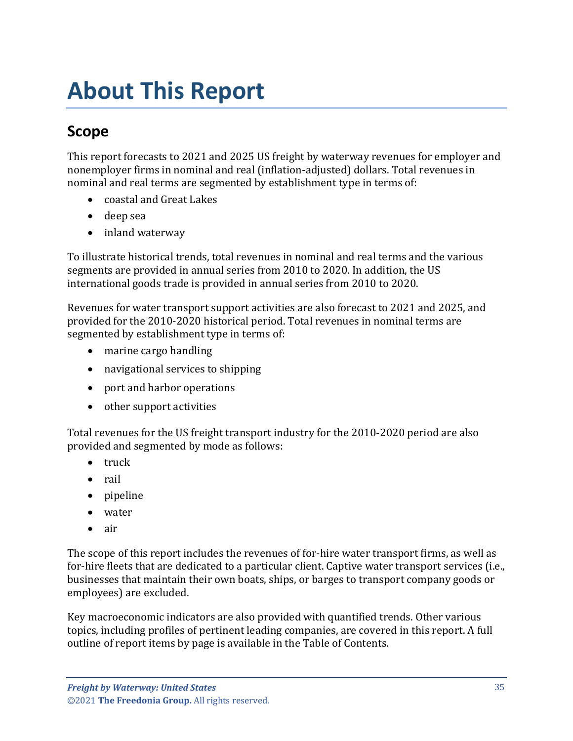# About This Report

## Scope

This report forecasts to 2021 and 2025 US freight by waterway revenues for employer and nonemployer firms in nominal and real (inflation-adjusted) dollars. Total revenues in nominal and real terms are segmented by establishment type in terms of:

- coastal and Great Lakes
- deep sea
- inland waterway

To illustrate historical trends, total revenues in nominal and real terms and the various segments are provided in annual series from 2010 to 2020. In addition, the US international goods trade is provided in annual series from 2010 to 2020.

Revenues for water transport support activities are also forecast to 2021 and 2025, and provided for the 2010-2020 historical period. Total revenues in nominal terms are segmented by establishment type in terms of:

- marine cargo handling
- navigational services to shipping
- port and harbor operations
- other support activities

Total revenues for the US freight transport industry for the 2010-2020 period are also provided and segmented by mode as follows:

- truck
- rail
- pipeline
- water
- air

The scope of this report includes the revenues of for-hire water transport firms, as well as for-hire fleets that are dedicated to a particular client. Captive water transport services (i.e., businesses that maintain their own boats, ships, or barges to transport company goods or employees) are excluded.

Key macroeconomic indicators are also provided with quantified trends. Other various topics, including profiles of pertinent leading companies, are covered in this report. A full outline of report items by page is available in the Table of Contents.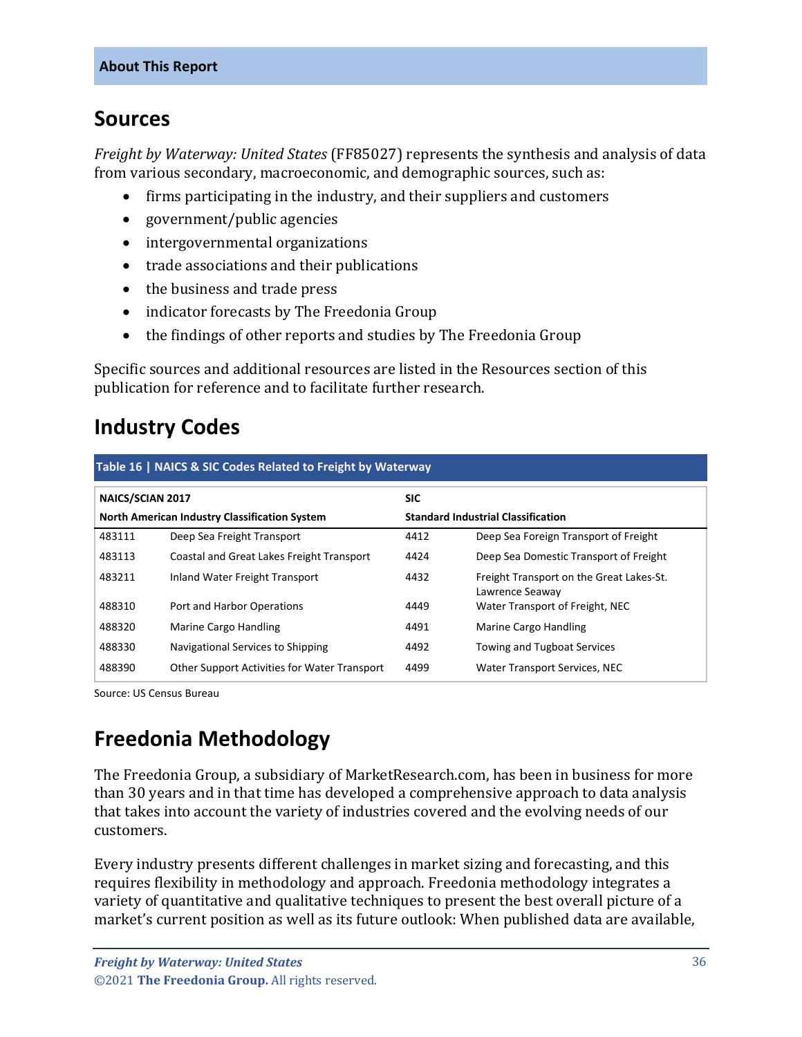## Sources

*Freight by Waterway: United States* (FF85027) represents the synthesis and analysis of data from various secondary, macroeconomic, and demographic sources, such as:

- firms participating in the industry, and their suppliers and customers
- government/public agencies
- intergovernmental organizations
- trade associations and their publications
- the business and trade press
- indicator forecasts by The Freedonia Group
- the findings of other reports and studies by The Freedonia Group

Specific sources and additional resources are listed in the Resources section of this publication for reference and to facilitate further research.

## Industry Codes

**Table 16 | NAICS & SIC Codes Related to Freight by Waterway**

| NAICS/SCIAN 2017 North American Industry Classification System | | SIC Standard Industrial Classification | |
|---|---|---|---|
| 483111 | Deep Sea Freight Transport | 4412 | Deep Sea Foreign Transport of Freight |
| 483113 | Coastal and Great Lakes Freight Transport | 4424 | Deep Sea Domestic Transport of Freight |
| 483211 | Inland Water Freight Transport | 4432 | Freight Transport on the Great Lakes-St. Lawrence Seaway |
| 488310 | Port and Harbor Operations | 4449 | Water Transport of Freight, NEC |
| 488320 | Marine Cargo Handling | 4491 | Marine Cargo Handling |
| 488330 | Navigational Services to Shipping | 4492 | Towing and Tugboat Services |
| 488390 | Other Support Activities for Water Transport | 4499 | Water Transport Services, NEC |

Source: US Census Bureau

## Freedonia Methodology

The Freedonia Group, a subsidiary of MarketResearch.com, has been in business for more than 30 years and in that time has developed a comprehensive approach to data analysis that takes into account the variety of industries covered and the evolving needs of our customers.

Every industry presents different challenges in market sizing and forecasting, and this requires flexibility in methodology and approach. Freedonia methodology integrates a variety of quantitative and qualitative techniques to present the best overall picture of a market's current position as well as its future outlook: When published data are available,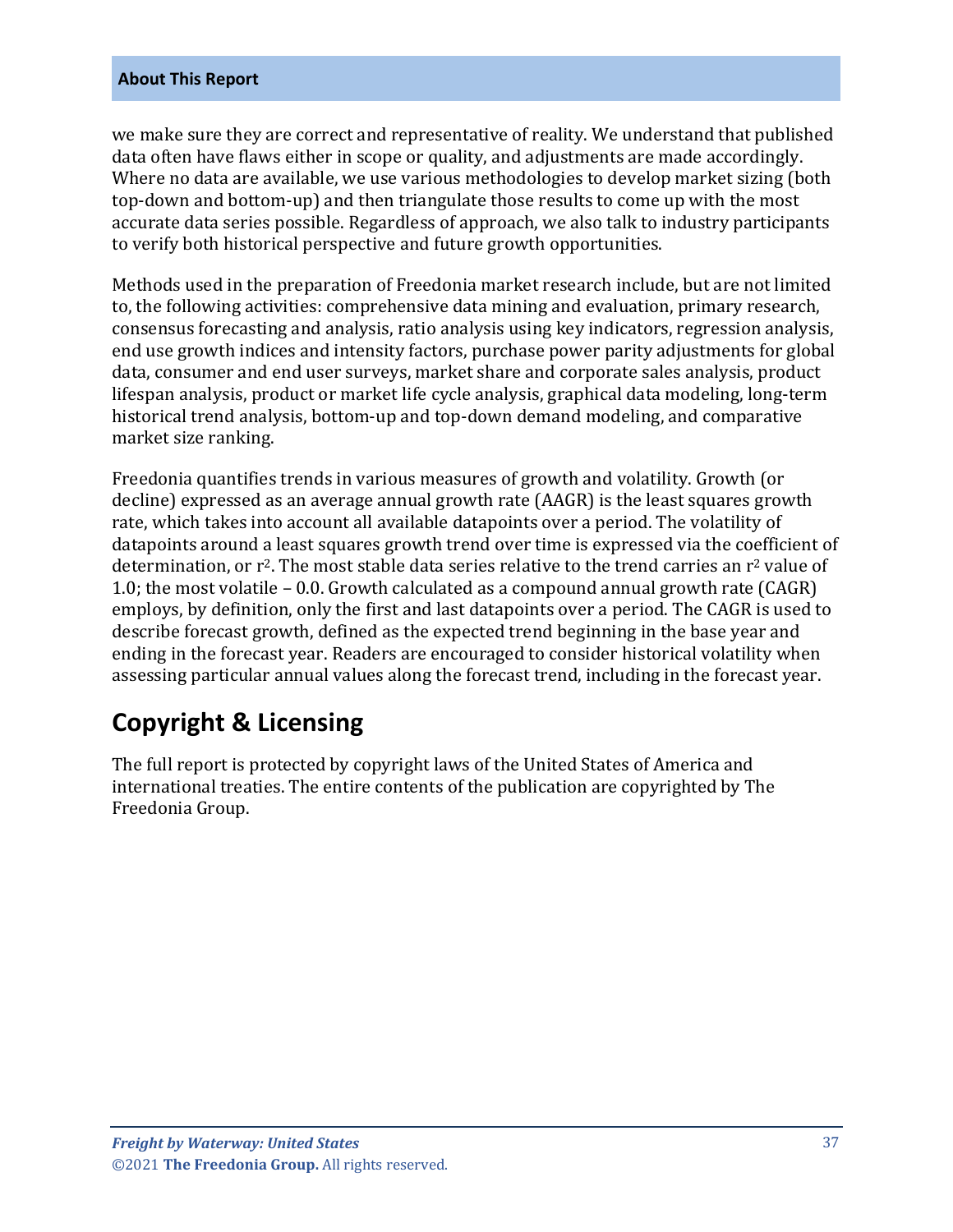we make sure they are correct and representative of reality. We understand that published data often have flaws either in scope or quality, and adjustments are made accordingly. Where no data are available, we use various methodologies to develop market sizing (both top-down and bottom-up) and then triangulate those results to come up with the most accurate data series possible. Regardless of approach, we also talk to industry participants to verify both historical perspective and future growth opportunities.

Methods used in the preparation of Freedonia market research include, but are not limited to, the following activities: comprehensive data mining and evaluation, primary research, consensus forecasting and analysis, ratio analysis using key indicators, regression analysis, end use growth indices and intensity factors, purchase power parity adjustments for global data, consumer and end user surveys, market share and corporate sales analysis, product lifespan analysis, product or market life cycle analysis, graphical data modeling, long-term historical trend analysis, bottom-up and top-down demand modeling, and comparative market size ranking.

Freedonia quantifies trends in various measures of growth and volatility. Growth (or decline) expressed as an average annual growth rate (AAGR) is the least squares growth rate, which takes into account all available datapoints over a period. The volatility of datapoints around a least squares growth trend over time is expressed via the coefficient of determination, or $r^2$. The most stable data series relative to the trend carries an $r^2$ value of 1.0; the most volatile – 0.0. Growth calculated as a compound annual growth rate (CAGR) employs, by definition, only the first and last datapoints over a period. The CAGR is used to describe forecast growth, defined as the expected trend beginning in the base year and ending in the forecast year. Readers are encouraged to consider historical volatility when assessing particular annual values along the forecast trend, including in the forecast year.

## Copyright & Licensing

The full report is protected by copyright laws of the United States of America and international treaties. The entire contents of the publication are copyrighted by The Freedonia Group.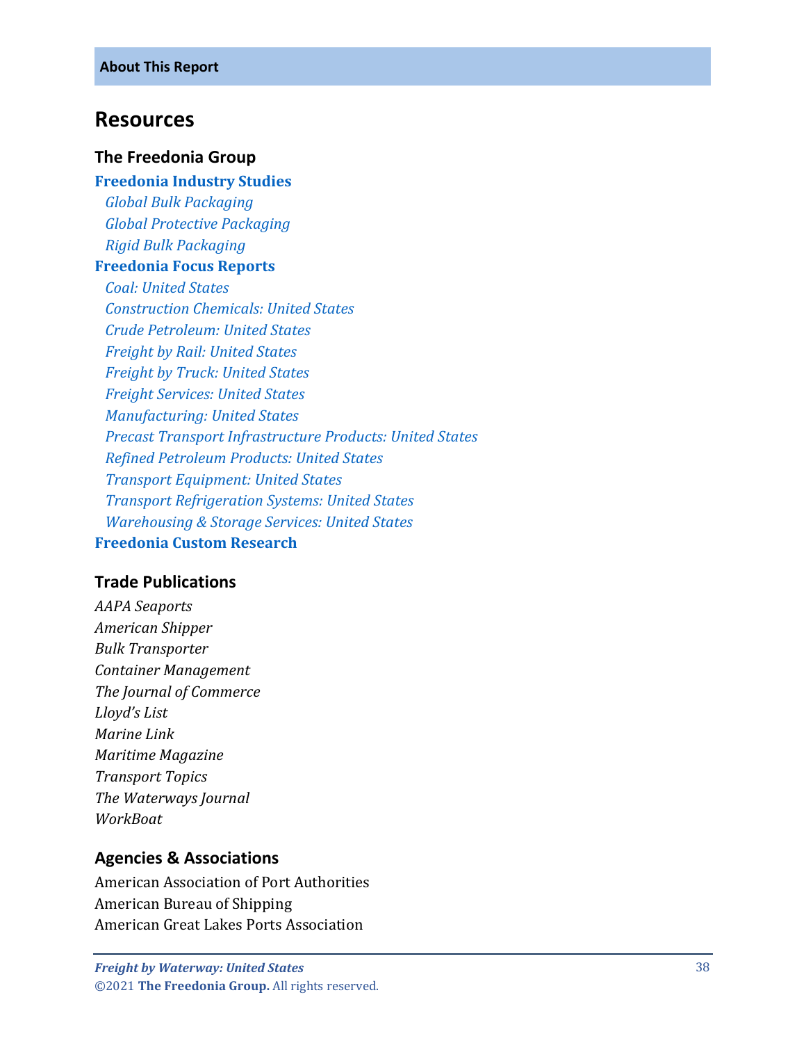## Resources

### The Freedonia Group

**Freedonia Industry Studies**

- *Global Bulk Packaging*
- *Global Protective Packaging*
- *Rigid Bulk Packaging*

**Freedonia Focus Reports**

- *Coal: United States*
- *Construction Chemicals: United States*
- *Crude Petroleum: United States*
- *Freight by Rail: United States*
- *Freight by Truck: United States*
- *Freight Services: United States*
- *Manufacturing: United States*
- *Precast Transport Infrastructure Products: United States*
- *Refined Petroleum Products: United States*
- *Transport Equipment: United States*
- *Transport Refrigeration Systems: United States*
- *Warehousing & Storage Services: United States*

**Freedonia Custom Research**

### Trade Publications

*AAPA Seaports*
*American Shipper*
*Bulk Transporter*
*Container Management*
*The Journal of Commerce*
*Lloyd's List*
*Marine Link*
*Maritime Magazine*
*Transport Topics*
*The Waterways Journal*
*WorkBoat*

### Agencies & Associations

American Association of Port Authorities
American Bureau of Shipping
American Great Lakes Ports Association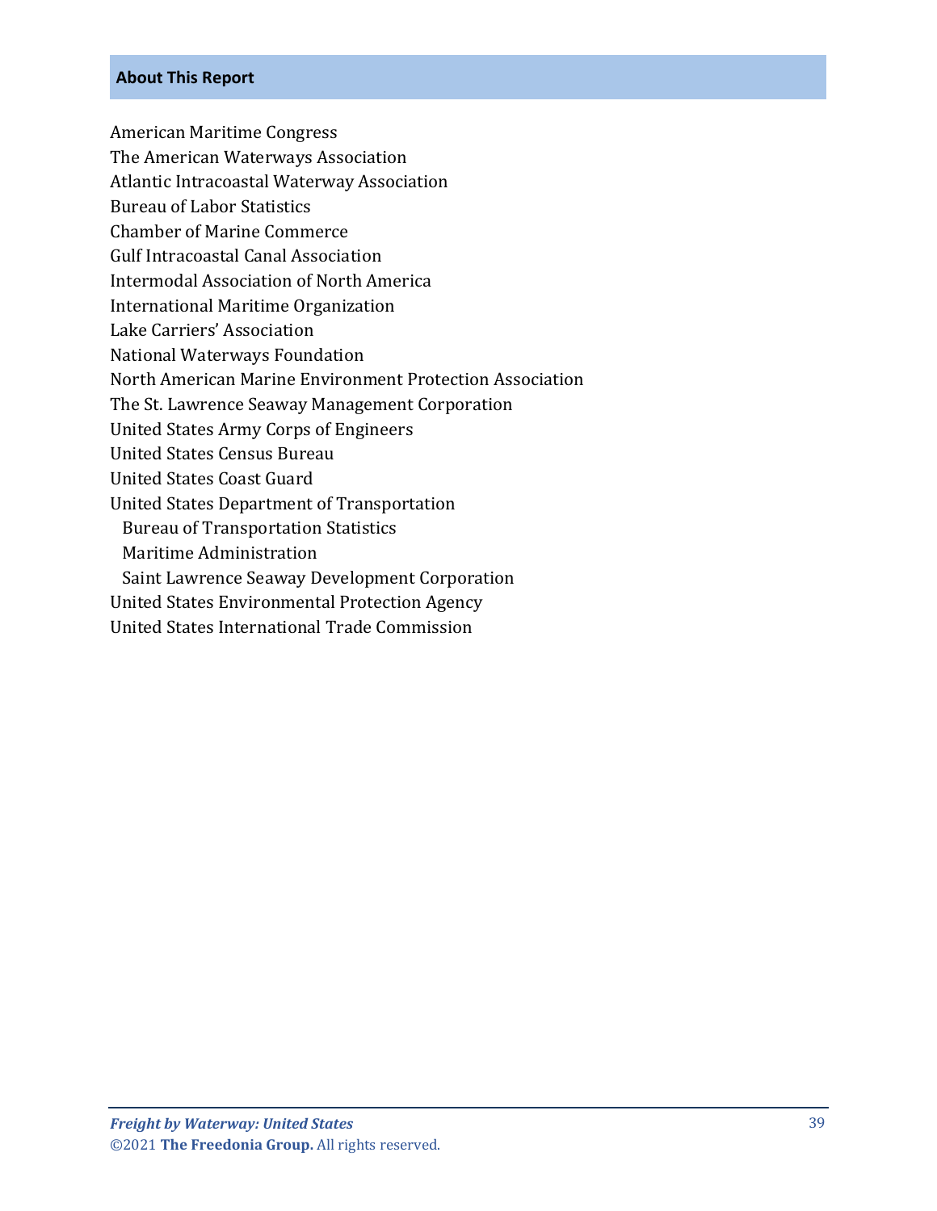## About This Report

American Maritime Congress
The American Waterways Association
Atlantic Intracoastal Waterway Association
Bureau of Labor Statistics
Chamber of Marine Commerce
Gulf Intracoastal Canal Association
Intermodal Association of North America
International Maritime Organization
Lake Carriers' Association
National Waterways Foundation
North American Marine Environment Protection Association
The St. Lawrence Seaway Management Corporation
United States Army Corps of Engineers
United States Census Bureau
United States Coast Guard
United States Department of Transportation
  Bureau of Transportation Statistics
  Maritime Administration
  Saint Lawrence Seaway Development Corporation
United States Environmental Protection Agency
United States International Trade Commission